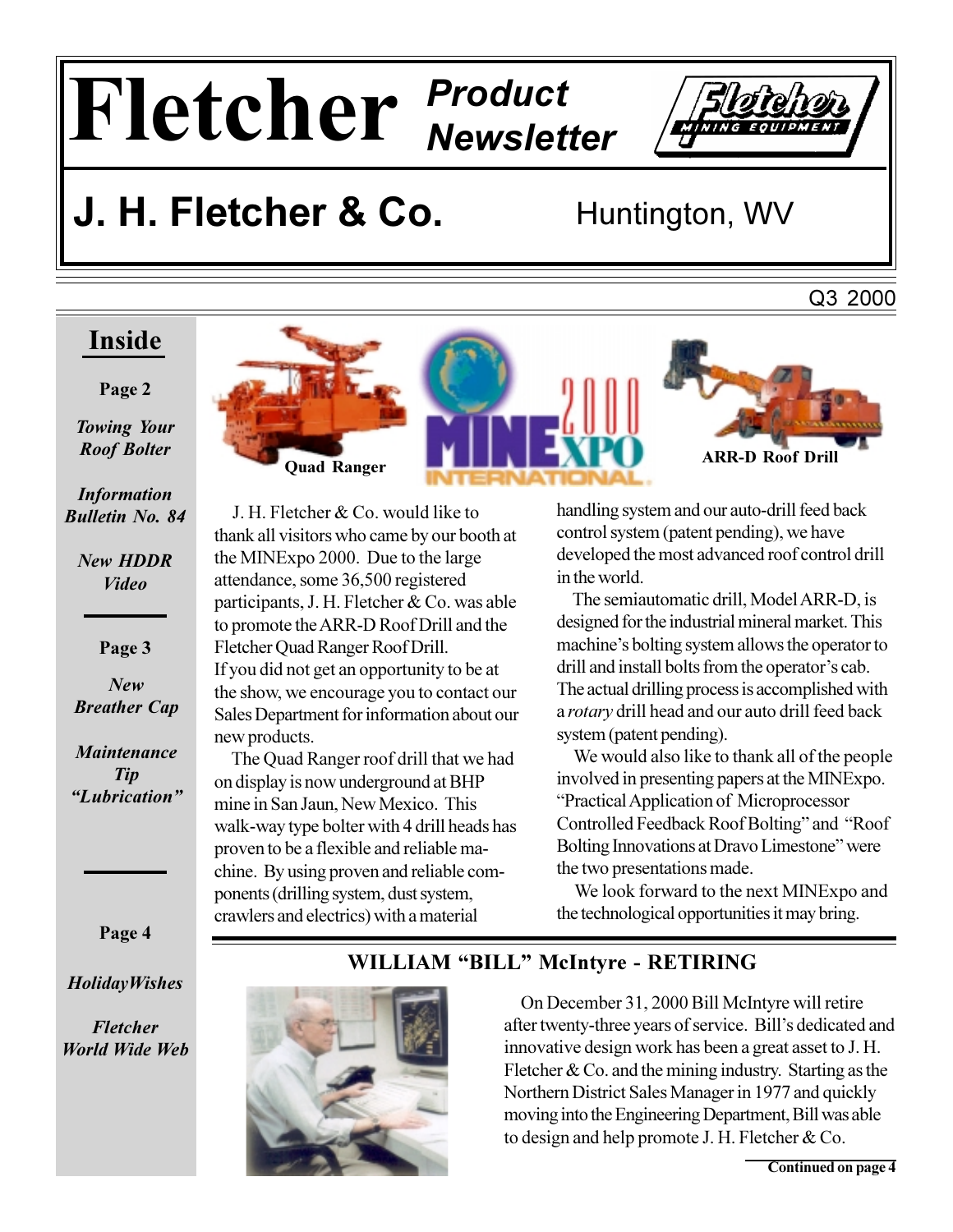# Fletcher *Product Newsletter*

## J. H. Fletcher & Co. — Huntington, WV

Q3 2000

**Inside**

**Page 2**

*Towing Your Roof Bolter*

*Information Bulletin No. 84*

*New HDDR Video*

**Page 3**

*New Breather Cap*

*Maintenance Tip "Lubrication"*

**Page 4**

*HolidayWishes*

*Fletcher World Wide Web*

**Quad Ranger**

**ARR-D Roof Drill**

J. H. Fletcher & Co. would like to thank all visitors who came by our booth at the MINExpo 2000. Due to the large attendance, some 36,500 registered participants, J. H. Fletcher & Co. was able to promote the ARR-D Roof Drill and the Fletcher Quad Ranger Roof Drill. If you did not get an opportunity to be at the show, we encourage you to contact our Sales Department for information about our new products.

The Quad Ranger roof drill that we had on display is now underground at BHP mine in San Jaun, New Mexico. This walk-way type bolter with 4 drill heads has proven to be a flexible and reliable machine. By using proven and reliable components (drilling system, dust system, crawlers and electrics) with a material handling system and our auto-drill feed back control system (patent pending), we have developed the most advanced roof control drill in the world.

The semiautomatic drill, Model ARR-D, is designed for the industrial mineral market. This machine's bolting system allows the operator to drill and install bolts from the operator's cab. The actual drilling process is accomplished with a *rotary* drill head and our auto drill feed back system (patent pending).

We would also like to thank all of the people involved in presenting papers at the MINExpo. "Practical Application of Microprocessor Controlled Feedback Roof Bolting" and "Roof Bolting Innovations at Dravo Limestone" were the two presentations made.

We look forward to the next MINExpo and the technological opportunities it may bring.

## WILLIAM "BILL" McIntyre - RETIRING

On December 31, 2000 Bill McIntyre will retire after twenty-three years of service. Bill's dedicated and innovative design work has been a great asset to J. H. Fletcher & Co. and the mining industry. Starting as the Northern District Sales Manager in 1977 and quickly moving into the Engineering Department, Bill was able to design and help promote J. H. Fletcher & Co.

**Continued on page 4**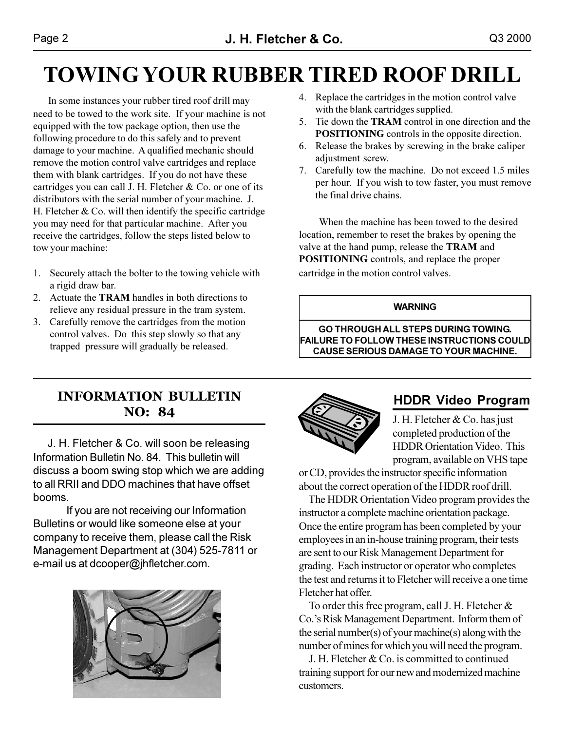# TOWING YOUR RUBBER TIRED ROOF DRILL

In some instances your rubber tired roof drill may need to be towed to the work site. If your machine is not equipped with the tow package option, then use the following procedure to do this safely and to prevent damage to your machine. A qualified mechanic should remove the motion control valve cartridges and replace them with blank cartridges. If you do not have these cartridges you can call J. H. Fletcher & Co. or one of its distributors with the serial number of your machine. J. H. Fletcher & Co. will then identify the specific cartridge you may need for that particular machine. After you receive the cartridges, follow the steps listed below to tow your machine:

1. Securely attach the bolter to the towing vehicle with a rigid draw bar.
2. Actuate the **TRAM** handles in both directions to relieve any residual pressure in the tram system.
3. Carefully remove the cartridges from the motion control valves. Do this step slowly so that any trapped pressure will gradually be released.
4. Replace the cartridges in the motion control valve with the blank cartridges supplied.
5. Tie down the **TRAM** control in one direction and the **POSITIONING** controls in the opposite direction.
6. Release the brakes by screwing in the brake caliper adjustment screw.
7. Carefully tow the machine. Do not exceed 1.5 miles per hour. If you wish to tow faster, you must remove the final drive chains.

When the machine has been towed to the desired location, remember to reset the brakes by opening the valve at the hand pump, release the **TRAM** and **POSITIONING** controls, and replace the proper cartridge in the motion control valves.

| WARNING |
|---|
| GO THROUGH ALL STEPS DURING TOWING. FAILURE TO FOLLOW THESE INSTRUCTIONS COULD CAUSE SERIOUS DAMAGE TO YOUR MACHINE. |

## INFORMATION BULLETIN NO: 84

J. H. Fletcher & Co. will soon be releasing Information Bulletin No. 84. This bulletin will discuss a boom swing stop which we are adding to all RRII and DDO machines that have offset booms.

If you are not receiving our Information Bulletins or would like someone else at your company to receive them, please call the Risk Management Department at (304) 525-7811 or e-mail us at dcooper@jhfletcher.com.

## HDDR Video Program

J. H. Fletcher & Co. has just completed production of the HDDR Orientation Video. This program, available on VHS tape or CD, provides the instructor specific information about the correct operation of the HDDR roof drill.

The HDDR Orientation Video program provides the instructor a complete machine orientation package. Once the entire program has been completed by your employees in an in-house training program, their tests are sent to our Risk Management Department for grading. Each instructor or operator who completes the test and returns it to Fletcher will receive a one time Fletcher hat offer.

To order this free program, call J. H. Fletcher & Co.'s Risk Management Department. Inform them of the serial number(s) of your machine(s) along with the number of mines for which you will need the program.

J. H. Fletcher & Co. is committed to continued training support for our new and modernized machine customers.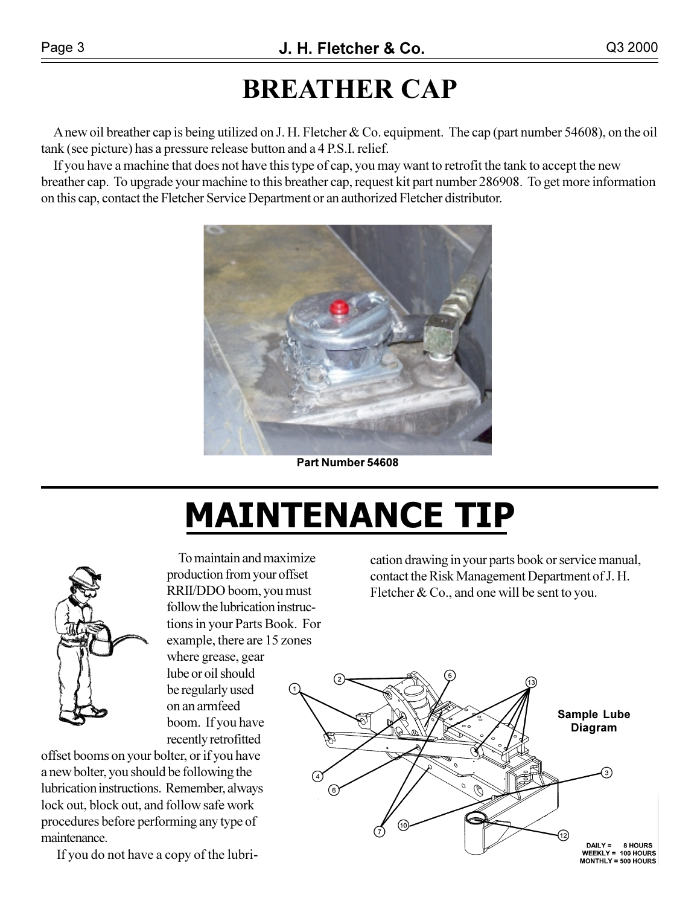# BREATHER CAP

A new oil breather cap is being utilized on J. H. Fletcher & Co. equipment. The cap (part number 54608), on the oil tank (see picture) has a pressure release button and a 4 P.S.I. relief.

If you have a machine that does not have this type of cap, you may want to retrofit the tank to accept the new breather cap. To upgrade your machine to this breather cap, request kit part number 286908. To get more information on this cap, contact the Fletcher Service Department or an authorized Fletcher distributor.

**Part Number 54608**

# MAINTENANCE TIP

To maintain and maximize production from your offset RRII/DDO boom, you must follow the lubrication instructions in your Parts Book. For example, there are 15 zones where grease, gear lube or oil should be regularly used on an armfeed boom. If you have recently retrofitted offset booms on your bolter, or if you have a new bolter, you should be following the lubrication instructions. Remember, always lock out, block out, and follow safe work procedures before performing any type of maintenance.

If you do not have a copy of the lubrication drawing in your parts book or service manual, contact the Risk Management Department of J. H. Fletcher & Co., and one will be sent to you.

**Sample Lube Diagram**

DAILY = 8 HOURS
WEEKLY = 100 HOURS
MONTHLY = 500 HOURS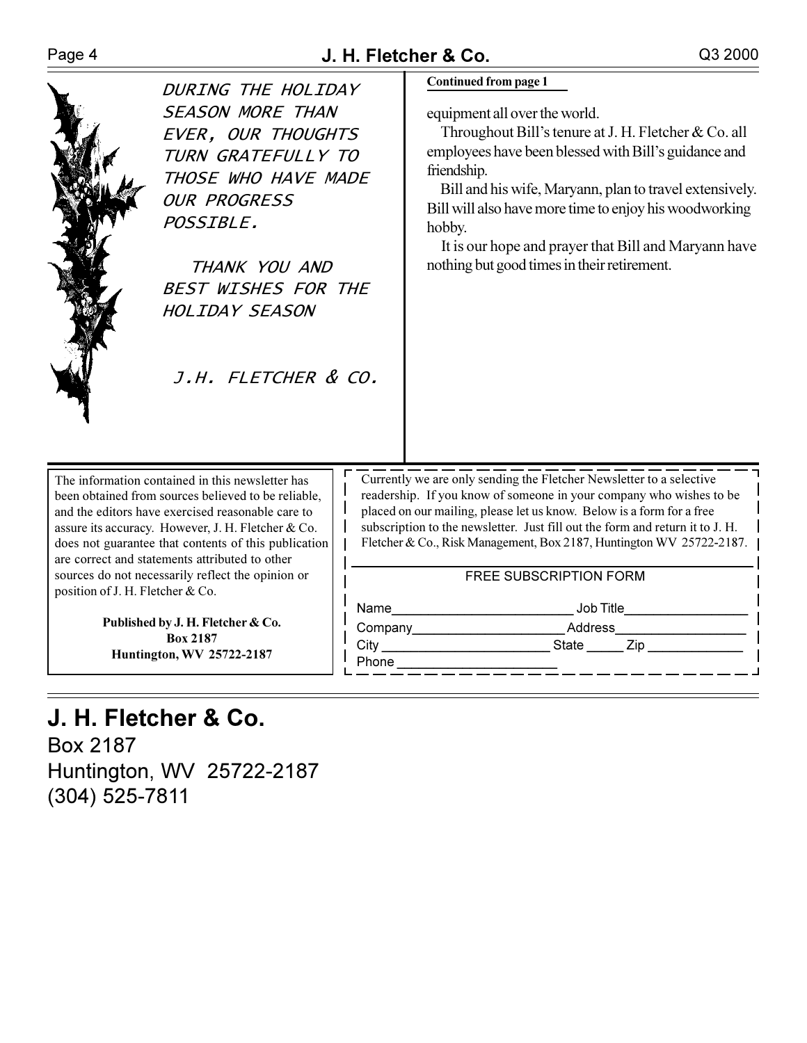DURING THE HOLIDAY SEASON MORE THAN EVER, OUR THOUGHTS TURN GRATEFULLY TO THOSE WHO HAVE MADE OUR PROGRESS POSSIBLE.

THANK YOU AND BEST WISHES FOR THE HOLIDAY SEASON

J.H. FLETCHER & CO.

**Continued from page 1**

equipment all over the world.

Throughout Bill's tenure at J. H. Fletcher & Co. all employees have been blessed with Bill's guidance and friendship.

Bill and his wife, Maryann, plan to travel extensively. Bill will also have more time to enjoy his woodworking hobby.

It is our hope and prayer that Bill and Maryann have nothing but good times in their retirement.

The information contained in this newsletter has been obtained from sources believed to be reliable, and the editors have exercised reasonable care to assure its accuracy. However, J. H. Fletcher & Co. does not guarantee that contents of this publication are correct and statements attributed to other sources do not necessarily reflect the opinion or position of J. H. Fletcher & Co.

**Published by J. H. Fletcher & Co.**
**Box 2187**
**Huntington, WV 25722-2187**

Currently we are only sending the Fletcher Newsletter to a selective readership. If you know of someone in your company who wishes to be placed on our mailing, please let us know. Below is a form for a free subscription to the newsletter. Just fill out the form and return it to J. H. Fletcher & Co., Risk Management, Box 2187, Huntington WV 25722-2187.

FREE SUBSCRIPTION FORM

Name________________________ Job Title________________

Company____________________ Address_________________

City ______________________ State _____ Zip ____________

Phone _____________________

## J. H. Fletcher & Co.

Box 2187
Huntington, WV 25722-2187
(304) 525-7811